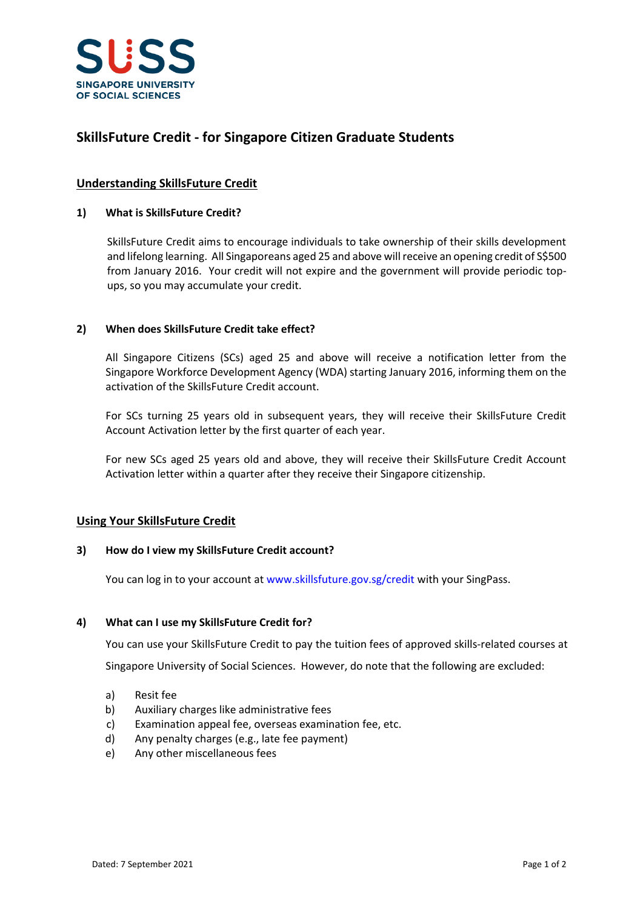SUSS
SINGAPORE UNIVERSITY OF SOCIAL SCIENCES

# SkillsFuture Credit - for Singapore Citizen Graduate Students

## Understanding SkillsFuture Credit

### 1) What is SkillsFuture Credit?

SkillsFuture Credit aims to encourage individuals to take ownership of their skills development and lifelong learning. All Singaporeans aged 25 and above will receive an opening credit of S$500 from January 2016. Your credit will not expire and the government will provide periodic top-ups, so you may accumulate your credit.

### 2) When does SkillsFuture Credit take effect?

All Singapore Citizens (SCs) aged 25 and above will receive a notification letter from the Singapore Workforce Development Agency (WDA) starting January 2016, informing them on the activation of the SkillsFuture Credit account.

For SCs turning 25 years old in subsequent years, they will receive their SkillsFuture Credit Account Activation letter by the first quarter of each year.

For new SCs aged 25 years old and above, they will receive their SkillsFuture Credit Account Activation letter within a quarter after they receive their Singapore citizenship.

## Using Your SkillsFuture Credit

### 3) How do I view my SkillsFuture Credit account?

You can log in to your account at www.skillsfuture.gov.sg/credit with your SingPass.

### 4) What can I use my SkillsFuture Credit for?

You can use your SkillsFuture Credit to pay the tuition fees of approved skills-related courses at Singapore University of Social Sciences. However, do note that the following are excluded:

a) Resit fee
b) Auxiliary charges like administrative fees
c) Examination appeal fee, overseas examination fee, etc.
d) Any penalty charges (e.g., late fee payment)
e) Any other miscellaneous fees

Dated: 7 September 2021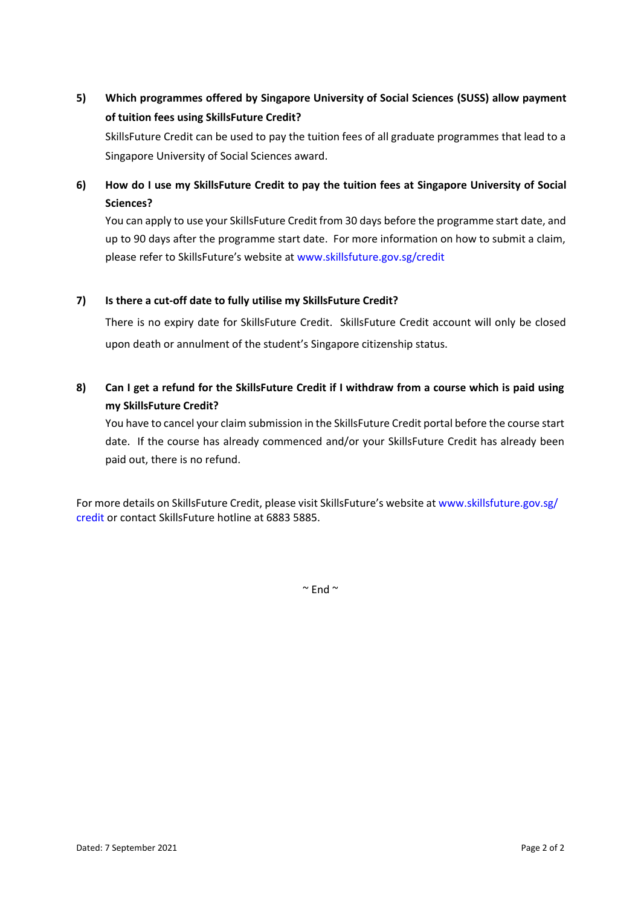**5) Which programmes offered by Singapore University of Social Sciences (SUSS) allow payment of tuition fees using SkillsFuture Credit?**

SkillsFuture Credit can be used to pay the tuition fees of all graduate programmes that lead to a Singapore University of Social Sciences award.

**6) How do I use my SkillsFuture Credit to pay the tuition fees at Singapore University of Social Sciences?**

You can apply to use your SkillsFuture Credit from 30 days before the programme start date, and up to 90 days after the programme start date. For more information on how to submit a claim, please refer to SkillsFuture's website at www.skillsfuture.gov.sg/credit

**7) Is there a cut-off date to fully utilise my SkillsFuture Credit?**

There is no expiry date for SkillsFuture Credit. SkillsFuture Credit account will only be closed upon death or annulment of the student's Singapore citizenship status.

**8) Can I get a refund for the SkillsFuture Credit if I withdraw from a course which is paid using my SkillsFuture Credit?**

You have to cancel your claim submission in the SkillsFuture Credit portal before the course start date. If the course has already commenced and/or your SkillsFuture Credit has already been paid out, there is no refund.

For more details on SkillsFuture Credit, please visit SkillsFuture's website at www.skillsfuture.gov.sg/credit or contact SkillsFuture hotline at 6883 5885.

~ End ~

Dated: 7 September 2021